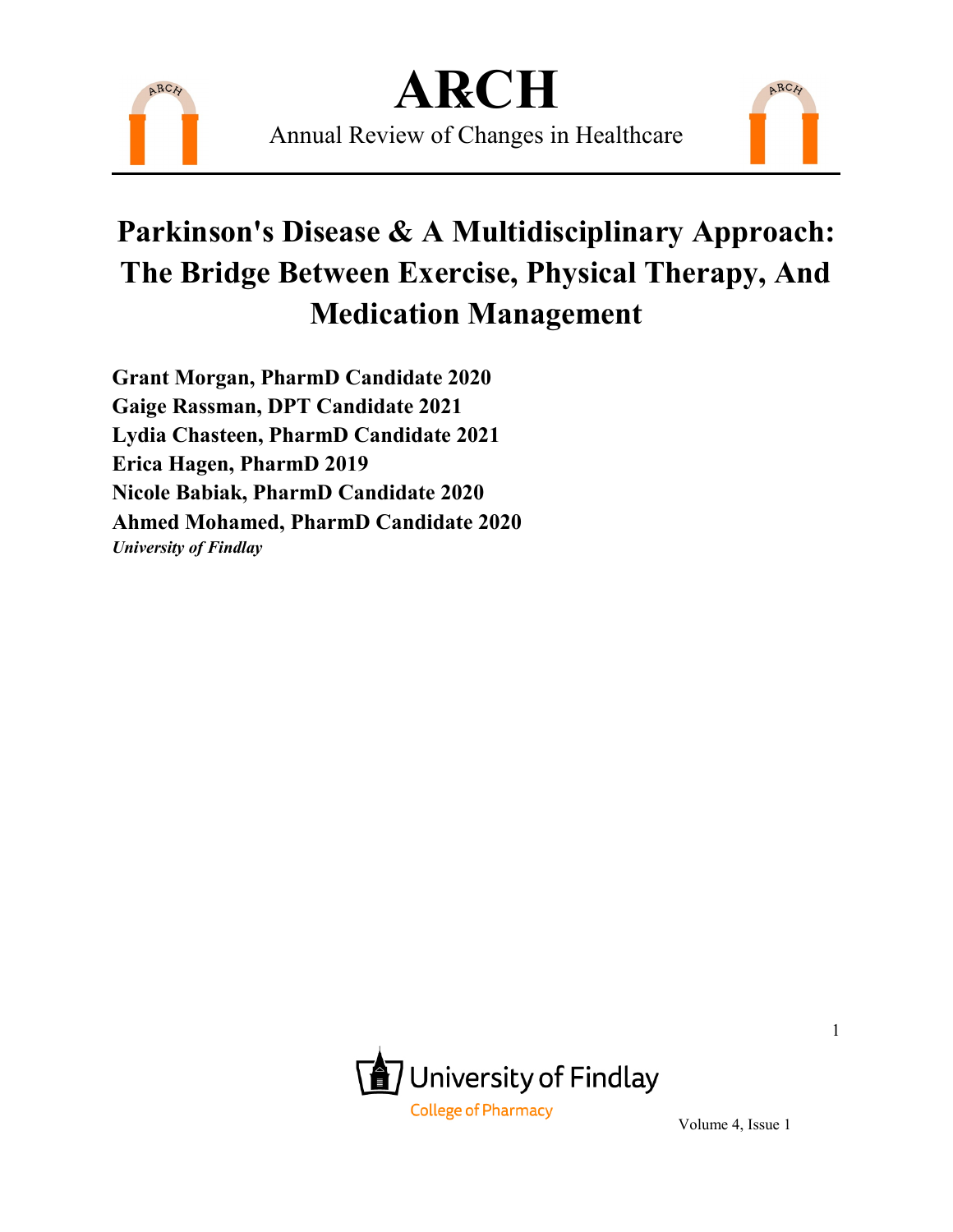# ARCH

Annual Review of Changes in Healthcare

# Parkinson's Disease & A Multidisciplinary Approach: The Bridge Between Exercise, Physical Therapy, And Medication Management

**Grant Morgan, PharmD Candidate 2020**
**Gaige Rassman, DPT Candidate 2021**
**Lydia Chasteen, PharmD Candidate 2021**
**Erica Hagen, PharmD 2019**
**Nicole Babiak, PharmD Candidate 2020**
**Ahmed Mohamed, PharmD Candidate 2020**
***University of Findlay***

University of Findlay
College of Pharmacy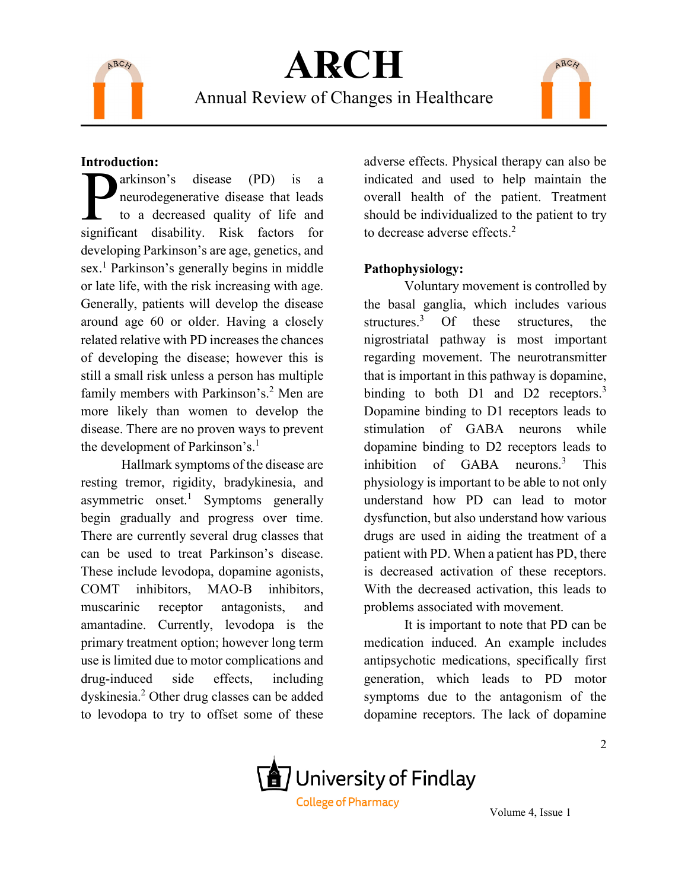## Introduction:

Parkinson's disease (PD) is a neurodegenerative disease that leads to a decreased quality of life and significant disability. Risk factors for developing Parkinson's are age, genetics, and sex.[1] Parkinson's generally begins in middle or late life, with the risk increasing with age. Generally, patients will develop the disease around age 60 or older. Having a closely related relative with PD increases the chances of developing the disease; however this is still a small risk unless a person has multiple family members with Parkinson's.[2] Men are more likely than women to develop the disease. There are no proven ways to prevent the development of Parkinson's.[1]

Hallmark symptoms of the disease are resting tremor, rigidity, bradykinesia, and asymmetric onset.[1] Symptoms generally begin gradually and progress over time. There are currently several drug classes that can be used to treat Parkinson's disease. These include levodopa, dopamine agonists, COMT inhibitors, MAO-B inhibitors, muscarinic receptor antagonists, and amantadine. Currently, levodopa is the primary treatment option; however long term use is limited due to motor complications and drug-induced side effects, including dyskinesia.[2] Other drug classes can be added to levodopa to try to offset some of these adverse effects. Physical therapy can also be indicated and used to help maintain the overall health of the patient. Treatment should be individualized to the patient to try to decrease adverse effects.[2]

## Pathophysiology:

Voluntary movement is controlled by the basal ganglia, which includes various structures.[3] Of these structures, the nigrostriatal pathway is most important regarding movement. The neurotransmitter that is important in this pathway is dopamine, binding to both D1 and D2 receptors.[3] Dopamine binding to D1 receptors leads to stimulation of GABA neurons while dopamine binding to D2 receptors leads to inhibition of GABA neurons.[3] This physiology is important to be able to not only understand how PD can lead to motor dysfunction, but also understand how various drugs are used in aiding the treatment of a patient with PD. When a patient has PD, there is decreased activation of these receptors. With the decreased activation, this leads to problems associated with movement.

It is important to note that PD can be medication induced. An example includes antipsychotic medications, specifically first generation, which leads to PD motor symptoms due to the antagonism of the dopamine receptors. The lack of dopamine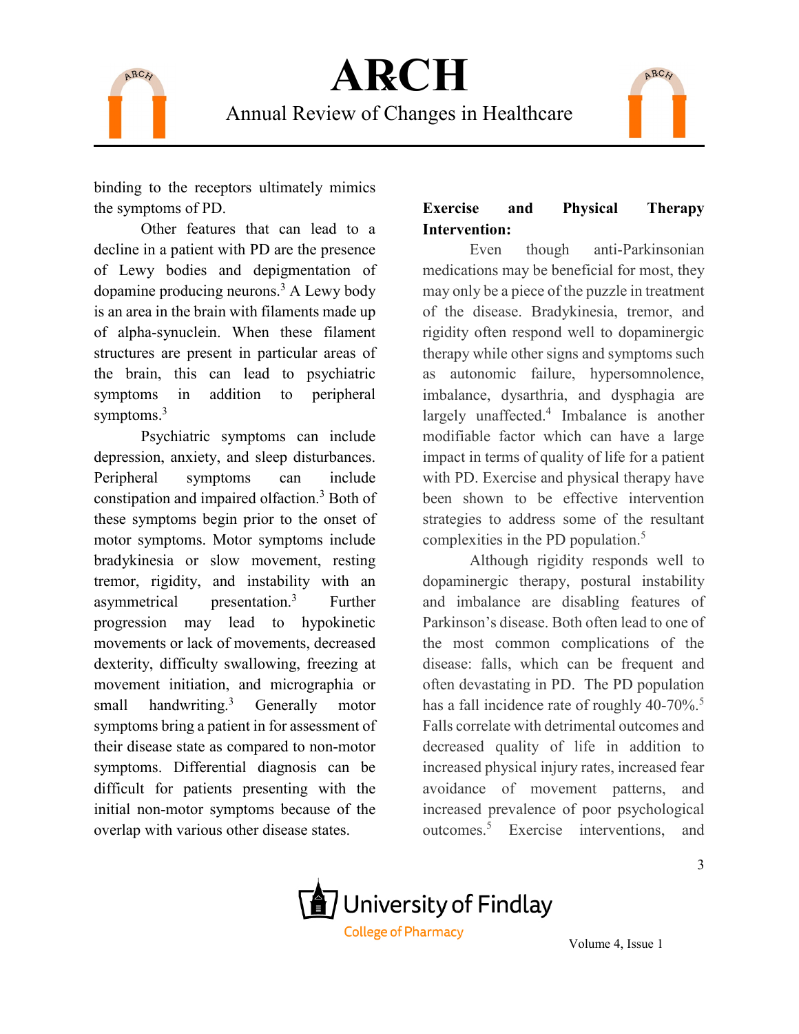binding to the receptors ultimately mimics the symptoms of PD.

Other features that can lead to a decline in a patient with PD are the presence of Lewy bodies and depigmentation of dopamine producing neurons.[3] A Lewy body is an area in the brain with filaments made up of alpha-synuclein. When these filament structures are present in particular areas of the brain, this can lead to psychiatric symptoms in addition to peripheral symptoms.[3]

Psychiatric symptoms can include depression, anxiety, and sleep disturbances. Peripheral symptoms can include constipation and impaired olfaction.[3] Both of these symptoms begin prior to the onset of motor symptoms. Motor symptoms include bradykinesia or slow movement, resting tremor, rigidity, and instability with an asymmetrical presentation.[3] Further progression may lead to hypokinetic movements or lack of movements, decreased dexterity, difficulty swallowing, freezing at movement initiation, and micrographia or small handwriting.[3] Generally motor symptoms bring a patient in for assessment of their disease state as compared to non-motor symptoms. Differential diagnosis can be difficult for patients presenting with the initial non-motor symptoms because of the overlap with various other disease states.

**Exercise and Physical Therapy Intervention:**

Even though anti-Parkinsonian medications may be beneficial for most, they may only be a piece of the puzzle in treatment of the disease. Bradykinesia, tremor, and rigidity often respond well to dopaminergic therapy while other signs and symptoms such as autonomic failure, hypersomnolence, imbalance, dysarthria, and dysphagia are largely unaffected.[4] Imbalance is another modifiable factor which can have a large impact in terms of quality of life for a patient with PD. Exercise and physical therapy have been shown to be effective intervention strategies to address some of the resultant complexities in the PD population.[5]

Although rigidity responds well to dopaminergic therapy, postural instability and imbalance are disabling features of Parkinson's disease. Both often lead to one of the most common complications of the disease: falls, which can be frequent and often devastating in PD. The PD population has a fall incidence rate of roughly 40-70%.[5] Falls correlate with detrimental outcomes and decreased quality of life in addition to increased physical injury rates, increased fear avoidance of movement patterns, and increased prevalence of poor psychological outcomes.[5] Exercise interventions, and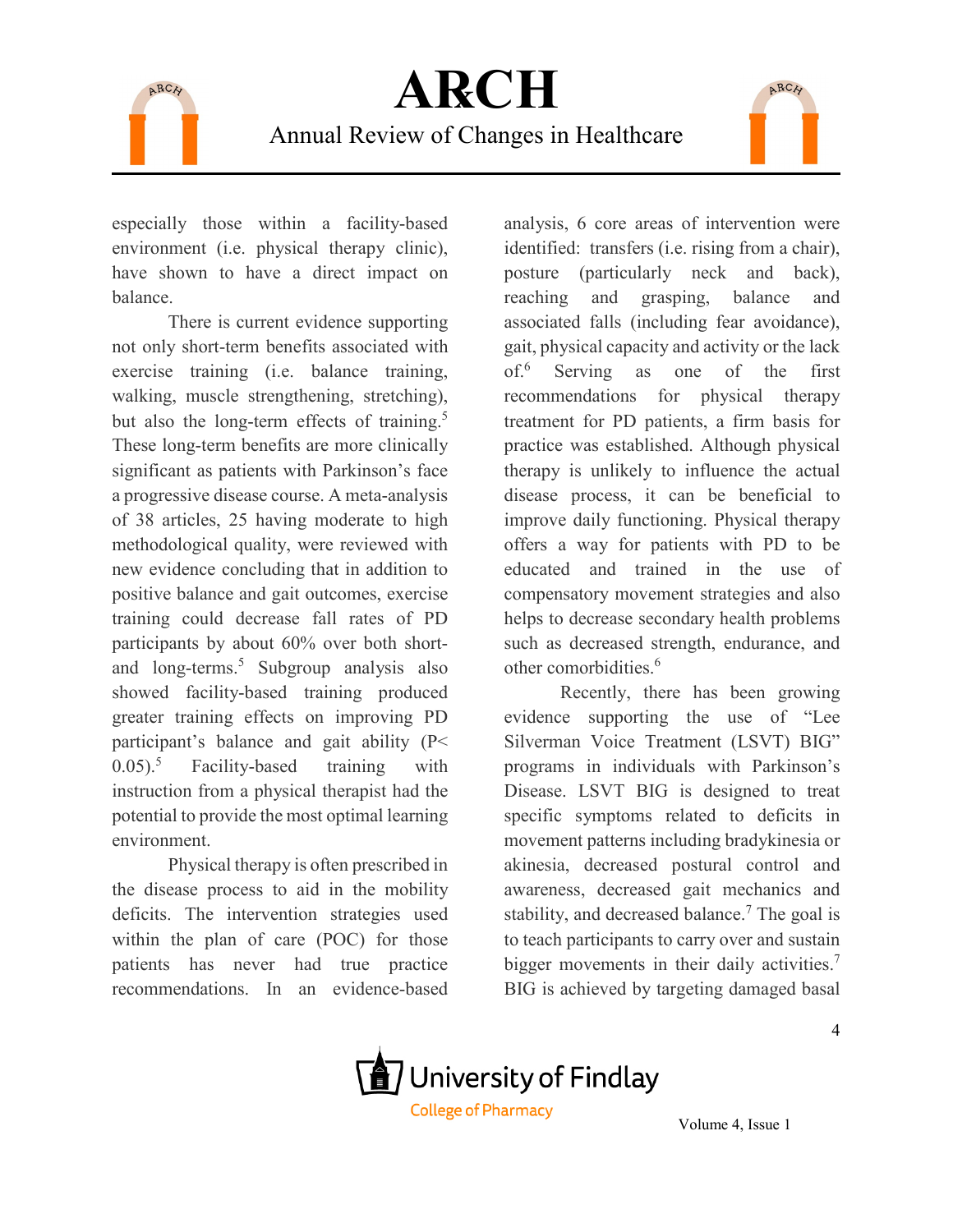especially those within a facility-based environment (i.e. physical therapy clinic), have shown to have a direct impact on balance.

There is current evidence supporting not only short-term benefits associated with exercise training (i.e. balance training, walking, muscle strengthening, stretching), but also the long-term effects of training.[5] These long-term benefits are more clinically significant as patients with Parkinson's face a progressive disease course. A meta-analysis of 38 articles, 25 having moderate to high methodological quality, were reviewed with new evidence concluding that in addition to positive balance and gait outcomes, exercise training could decrease fall rates of PD participants by about 60% over both short- and long-terms.[5] Subgroup analysis also showed facility-based training produced greater training effects on improving PD participant's balance and gait ability ($P < 0.05$).[5] Facility-based training with instruction from a physical therapist had the potential to provide the most optimal learning environment.

Physical therapy is often prescribed in the disease process to aid in the mobility deficits. The intervention strategies used within the plan of care (POC) for those patients has never had true practice recommendations. In an evidence-based analysis, 6 core areas of intervention were identified: transfers (i.e. rising from a chair), posture (particularly neck and back), reaching and grasping, balance and associated falls (including fear avoidance), gait, physical capacity and activity or the lack of.[6] Serving as one of the first recommendations for physical therapy treatment for PD patients, a firm basis for practice was established. Although physical therapy is unlikely to influence the actual disease process, it can be beneficial to improve daily functioning. Physical therapy offers a way for patients with PD to be educated and trained in the use of compensatory movement strategies and also helps to decrease secondary health problems such as decreased strength, endurance, and other comorbidities.[6]

Recently, there has been growing evidence supporting the use of "Lee Silverman Voice Treatment (LSVT) BIG" programs in individuals with Parkinson's Disease. LSVT BIG is designed to treat specific symptoms related to deficits in movement patterns including bradykinesia or akinesia, decreased postural control and awareness, decreased gait mechanics and stability, and decreased balance.[7] The goal is to teach participants to carry over and sustain bigger movements in their daily activities.[7] BIG is achieved by targeting damaged basal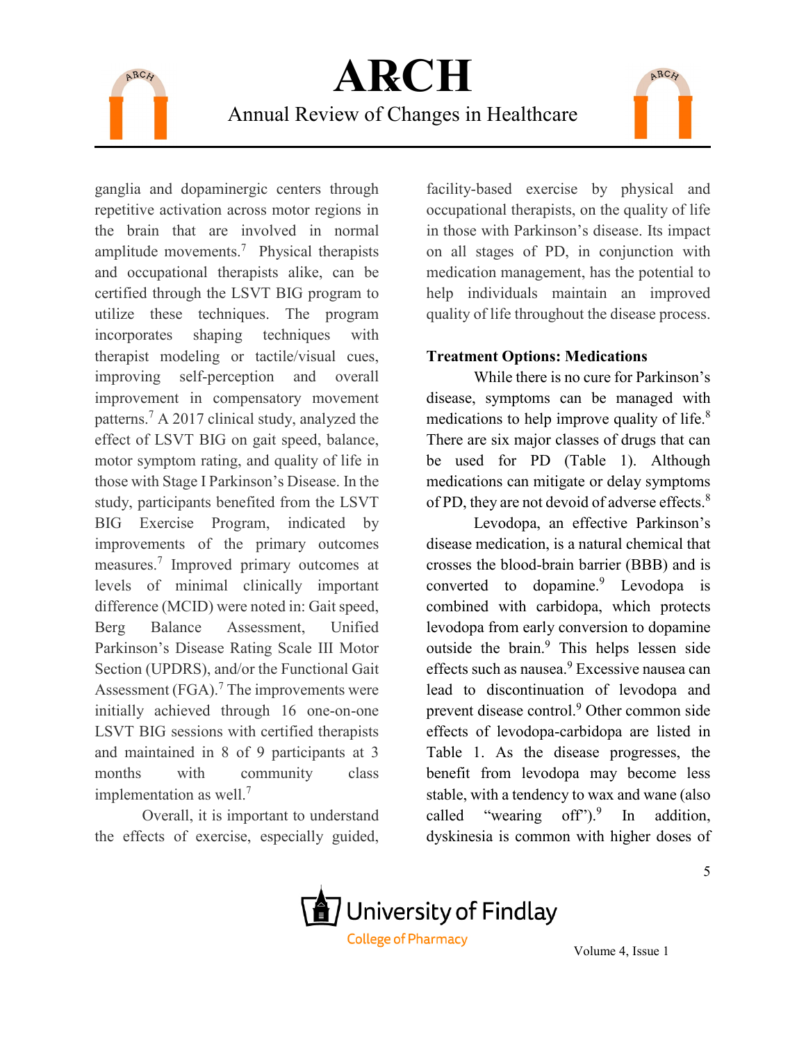ganglia and dopaminergic centers through repetitive activation across motor regions in the brain that are involved in normal amplitude movements.[7] Physical therapists and occupational therapists alike, can be certified through the LSVT BIG program to utilize these techniques. The program incorporates shaping techniques with therapist modeling or tactile/visual cues, improving self-perception and overall improvement in compensatory movement patterns.[7] A 2017 clinical study, analyzed the effect of LSVT BIG on gait speed, balance, motor symptom rating, and quality of life in those with Stage I Parkinson's Disease. In the study, participants benefited from the LSVT BIG Exercise Program, indicated by improvements of the primary outcomes measures.[7] Improved primary outcomes at levels of minimal clinically important difference (MCID) were noted in: Gait speed, Berg Balance Assessment, Unified Parkinson's Disease Rating Scale III Motor Section (UPDRS), and/or the Functional Gait Assessment (FGA).[7] The improvements were initially achieved through 16 one-on-one LSVT BIG sessions with certified therapists and maintained in 8 of 9 participants at 3 months with community class implementation as well.[7]

Overall, it is important to understand the effects of exercise, especially guided, facility-based exercise by physical and occupational therapists, on the quality of life in those with Parkinson's disease. Its impact on all stages of PD, in conjunction with medication management, has the potential to help individuals maintain an improved quality of life throughout the disease process.

**Treatment Options: Medications**

While there is no cure for Parkinson's disease, symptoms can be managed with medications to help improve quality of life.[8] There are six major classes of drugs that can be used for PD (Table 1). Although medications can mitigate or delay symptoms of PD, they are not devoid of adverse effects.[8]

Levodopa, an effective Parkinson's disease medication, is a natural chemical that crosses the blood-brain barrier (BBB) and is converted to dopamine.[9] Levodopa is combined with carbidopa, which protects levodopa from early conversion to dopamine outside the brain.[9] This helps lessen side effects such as nausea.[9] Excessive nausea can lead to discontinuation of levodopa and prevent disease control.[9] Other common side effects of levodopa-carbidopa are listed in Table 1. As the disease progresses, the benefit from levodopa may become less stable, with a tendency to wax and wane (also called "wearing off").[9] In addition, dyskinesia is common with higher doses of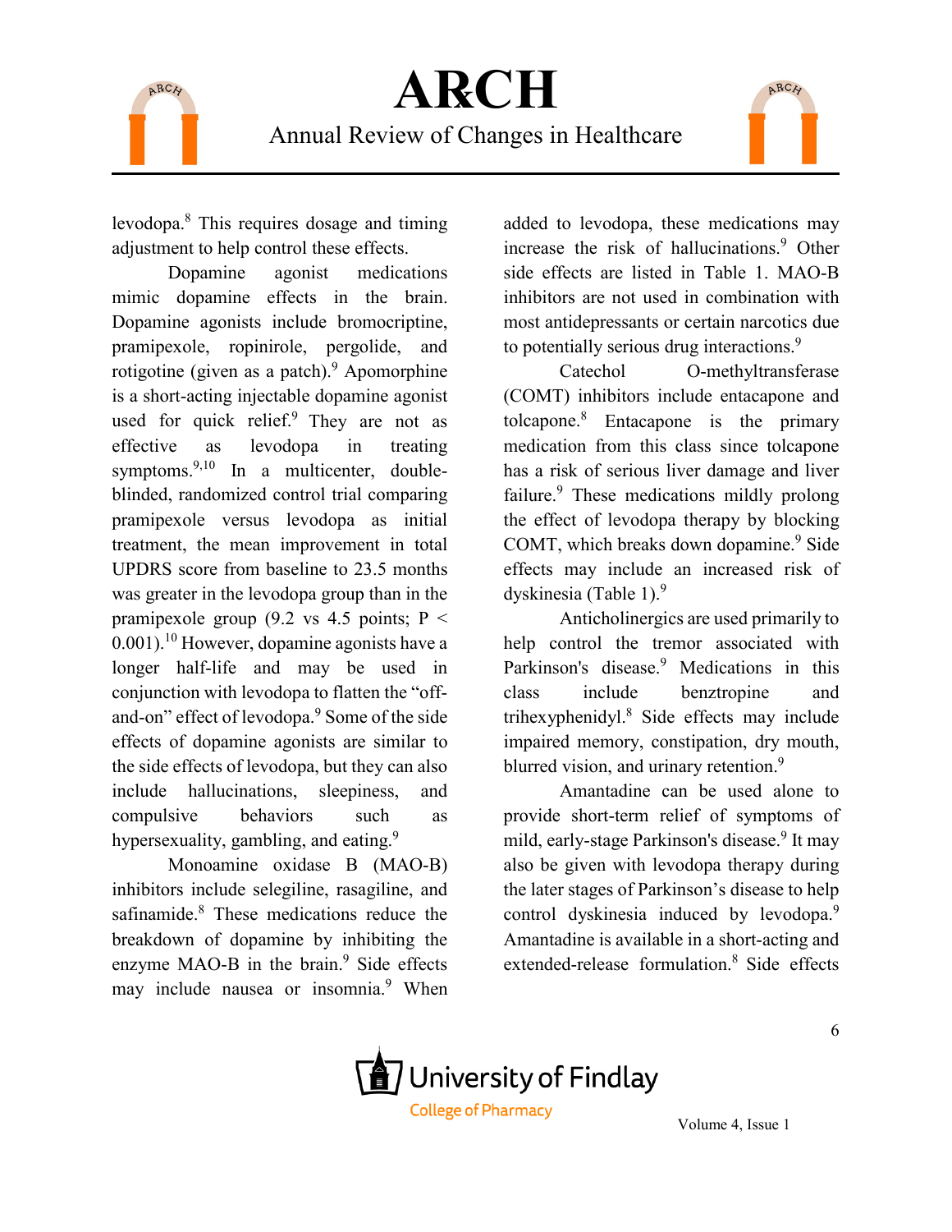levodopa.[8] This requires dosage and timing adjustment to help control these effects.

Dopamine agonist medications mimic dopamine effects in the brain. Dopamine agonists include bromocriptine, pramipexole, ropinirole, pergolide, and rotigotine (given as a patch).[9] Apomorphine is a short-acting injectable dopamine agonist used for quick relief.[9] They are not as effective as levodopa in treating symptoms.[9,10] In a multicenter, double-blinded, randomized control trial comparing pramipexole versus levodopa as initial treatment, the mean improvement in total UPDRS score from baseline to 23.5 months was greater in the levodopa group than in the pramipexole group (9.2 vs 4.5 points; $P < 0.001$).[10] However, dopamine agonists have a longer half-life and may be used in conjunction with levodopa to flatten the "off-and-on" effect of levodopa.[9] Some of the side effects of dopamine agonists are similar to the side effects of levodopa, but they can also include hallucinations, sleepiness, and compulsive behaviors such as hypersexuality, gambling, and eating.[9]

Monoamine oxidase B (MAO-B) inhibitors include selegiline, rasagiline, and safinamide.[8] These medications reduce the breakdown of dopamine by inhibiting the enzyme MAO-B in the brain.[9] Side effects may include nausea or insomnia.[9] When added to levodopa, these medications may increase the risk of hallucinations.[9] Other side effects are listed in Table 1. MAO-B inhibitors are not used in combination with most antidepressants or certain narcotics due to potentially serious drug interactions.[9]

Catechol O-methyltransferase (COMT) inhibitors include entacapone and tolcapone.[8] Entacapone is the primary medication from this class since tolcapone has a risk of serious liver damage and liver failure.[9] These medications mildly prolong the effect of levodopa therapy by blocking COMT, which breaks down dopamine.[9] Side effects may include an increased risk of dyskinesia (Table 1).[9]

Anticholinergics are used primarily to help control the tremor associated with Parkinson's disease.[9] Medications in this class include benztropine and trihexyphenidyl.[8] Side effects may include impaired memory, constipation, dry mouth, blurred vision, and urinary retention.[9]

Amantadine can be used alone to provide short-term relief of symptoms of mild, early-stage Parkinson's disease.[9] It may also be given with levodopa therapy during the later stages of Parkinson's disease to help control dyskinesia induced by levodopa.[9] Amantadine is available in a short-acting and extended-release formulation.[8] Side effects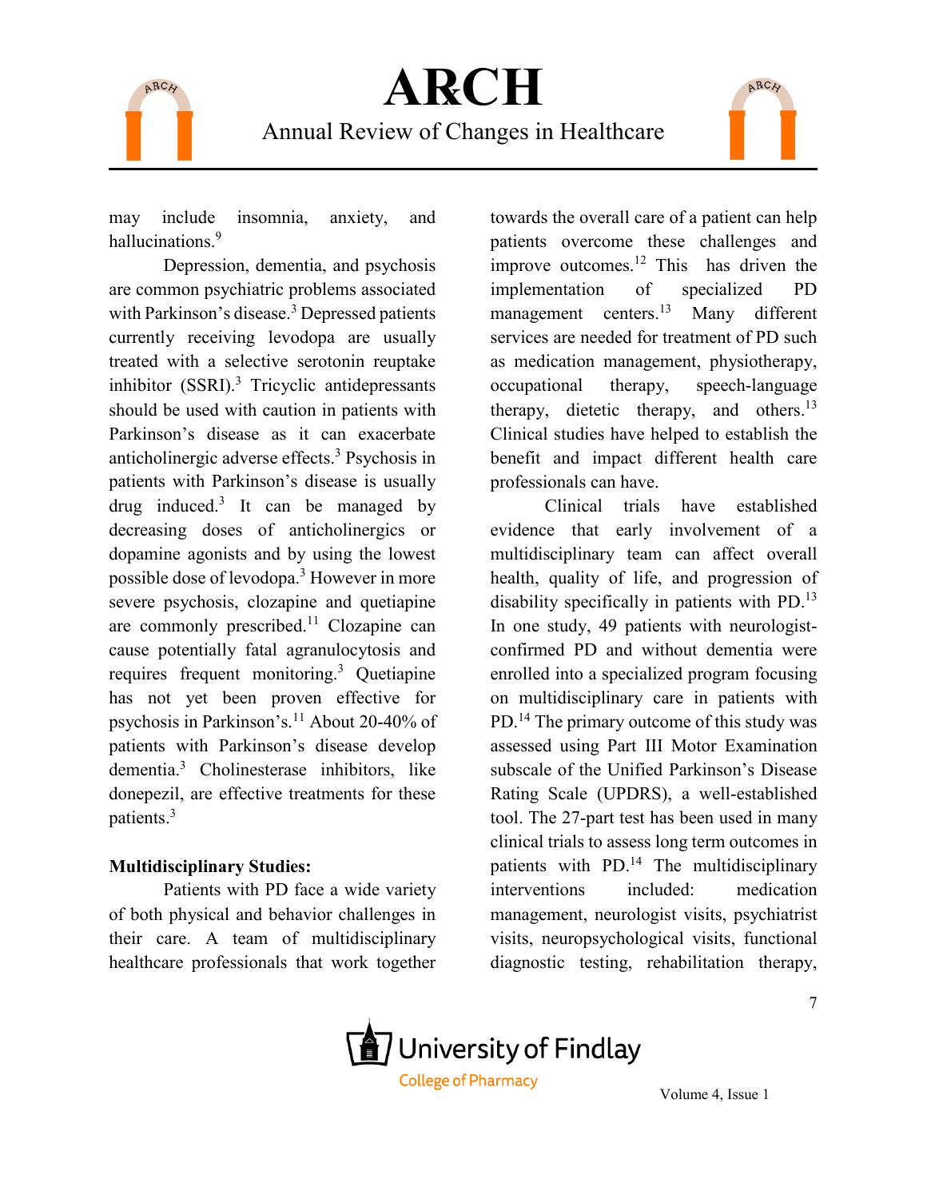may include insomnia, anxiety, and hallucinations.[9]

Depression, dementia, and psychosis are common psychiatric problems associated with Parkinson's disease.[3] Depressed patients currently receiving levodopa are usually treated with a selective serotonin reuptake inhibitor (SSRI).[3] Tricyclic antidepressants should be used with caution in patients with Parkinson's disease as it can exacerbate anticholinergic adverse effects.[3] Psychosis in patients with Parkinson's disease is usually drug induced.[3] It can be managed by decreasing doses of anticholinergics or dopamine agonists and by using the lowest possible dose of levodopa.[3] However in more severe psychosis, clozapine and quetiapine are commonly prescribed.[11] Clozapine can cause potentially fatal agranulocytosis and requires frequent monitoring.[3] Quetiapine has not yet been proven effective for psychosis in Parkinson's.[11] About 20-40% of patients with Parkinson's disease develop dementia.[3] Cholinesterase inhibitors, like donepezil, are effective treatments for these patients.[3]

**Multidisciplinary Studies:**

Patients with PD face a wide variety of both physical and behavior challenges in their care. A team of multidisciplinary healthcare professionals that work together towards the overall care of a patient can help patients overcome these challenges and improve outcomes.[12] This has driven the implementation of specialized PD management centers.[13] Many different services are needed for treatment of PD such as medication management, physiotherapy, occupational therapy, speech-language therapy, dietetic therapy, and others.[13] Clinical studies have helped to establish the benefit and impact different health care professionals can have.

Clinical trials have established evidence that early involvement of a multidisciplinary team can affect overall health, quality of life, and progression of disability specifically in patients with PD.[13] In one study, 49 patients with neurologist-confirmed PD and without dementia were enrolled into a specialized program focusing on multidisciplinary care in patients with PD.[14] The primary outcome of this study was assessed using Part III Motor Examination subscale of the Unified Parkinson's Disease Rating Scale (UPDRS), a well-established tool. The 27-part test has been used in many clinical trials to assess long term outcomes in patients with PD.[14] The multidisciplinary interventions included: medication management, neurologist visits, psychiatrist visits, neuropsychological visits, functional diagnostic testing, rehabilitation therapy,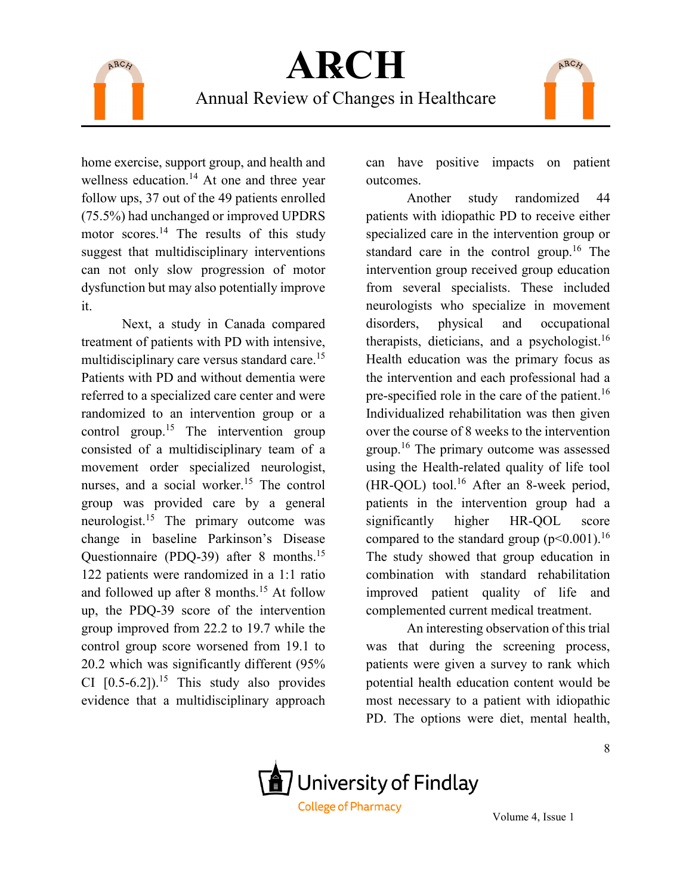home exercise, support group, and health and wellness education.[14] At one and three year follow ups, 37 out of the 49 patients enrolled (75.5%) had unchanged or improved UPDRS motor scores.[14] The results of this study suggest that multidisciplinary interventions can not only slow progression of motor dysfunction but may also potentially improve it.

Next, a study in Canada compared treatment of patients with PD with intensive, multidisciplinary care versus standard care.[15] Patients with PD and without dementia were referred to a specialized care center and were randomized to an intervention group or a control group.[15] The intervention group consisted of a multidisciplinary team of a movement order specialized neurologist, nurses, and a social worker.[15] The control group was provided care by a general neurologist.[15] The primary outcome was change in baseline Parkinson's Disease Questionnaire (PDQ-39) after 8 months.[15] 122 patients were randomized in a 1:1 ratio and followed up after 8 months.[15] At follow up, the PDQ-39 score of the intervention group improved from 22.2 to 19.7 while the control group score worsened from 19.1 to 20.2 which was significantly different (95% CI [0.5-6.2]).[15] This study also provides evidence that a multidisciplinary approach can have positive impacts on patient outcomes.

Another study randomized 44 patients with idiopathic PD to receive either specialized care in the intervention group or standard care in the control group.[16] The intervention group received group education from several specialists. These included neurologists who specialize in movement disorders, physical and occupational therapists, dieticians, and a psychologist.[16] Health education was the primary focus as the intervention and each professional had a pre-specified role in the care of the patient.[16] Individualized rehabilitation was then given over the course of 8 weeks to the intervention group.[16] The primary outcome was assessed using the Health-related quality of life tool (HR-QOL) tool.[16] After an 8-week period, patients in the intervention group had a significantly higher HR-QOL score compared to the standard group ($p<0.001$).[16] The study showed that group education in combination with standard rehabilitation improved patient quality of life and complemented current medical treatment.

An interesting observation of this trial was that during the screening process, patients were given a survey to rank which potential health education content would be most necessary to a patient with idiopathic PD. The options were diet, mental health,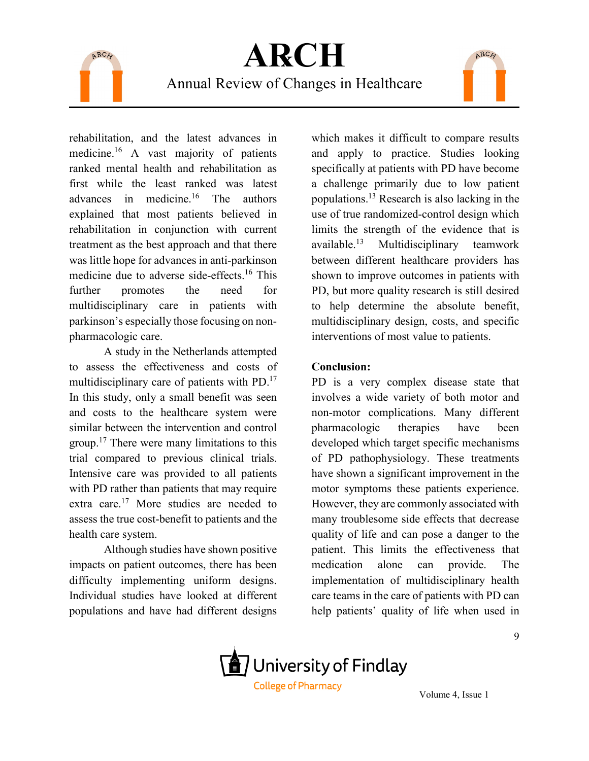rehabilitation, and the latest advances in medicine.[16] A vast majority of patients ranked mental health and rehabilitation as first while the least ranked was latest advances in medicine.[16] The authors explained that most patients believed in rehabilitation in conjunction with current treatment as the best approach and that there was little hope for advances in anti-parkinson medicine due to adverse side-effects.[16] This further promotes the need for multidisciplinary care in patients with parkinson's especially those focusing on non-pharmacologic care.

A study in the Netherlands attempted to assess the effectiveness and costs of multidisciplinary care of patients with PD.[17] In this study, only a small benefit was seen and costs to the healthcare system were similar between the intervention and control group.[17] There were many limitations to this trial compared to previous clinical trials. Intensive care was provided to all patients with PD rather than patients that may require extra care.[17] More studies are needed to assess the true cost-benefit to patients and the health care system.

Although studies have shown positive impacts on patient outcomes, there has been difficulty implementing uniform designs. Individual studies have looked at different populations and have had different designs which makes it difficult to compare results and apply to practice. Studies looking specifically at patients with PD have become a challenge primarily due to low patient populations.[13] Research is also lacking in the use of true randomized-control design which limits the strength of the evidence that is available.[13] Multidisciplinary teamwork between different healthcare providers has shown to improve outcomes in patients with PD, but more quality research is still desired to help determine the absolute benefit, multidisciplinary design, costs, and specific interventions of most value to patients.

**Conclusion:**

PD is a very complex disease state that involves a wide variety of both motor and non-motor complications. Many different pharmacologic therapies have been developed which target specific mechanisms of PD pathophysiology. These treatments have shown a significant improvement in the motor symptoms these patients experience. However, they are commonly associated with many troublesome side effects that decrease quality of life and can pose a danger to the patient. This limits the effectiveness that medication alone can provide. The implementation of multidisciplinary health care teams in the care of patients with PD can help patients' quality of life when used in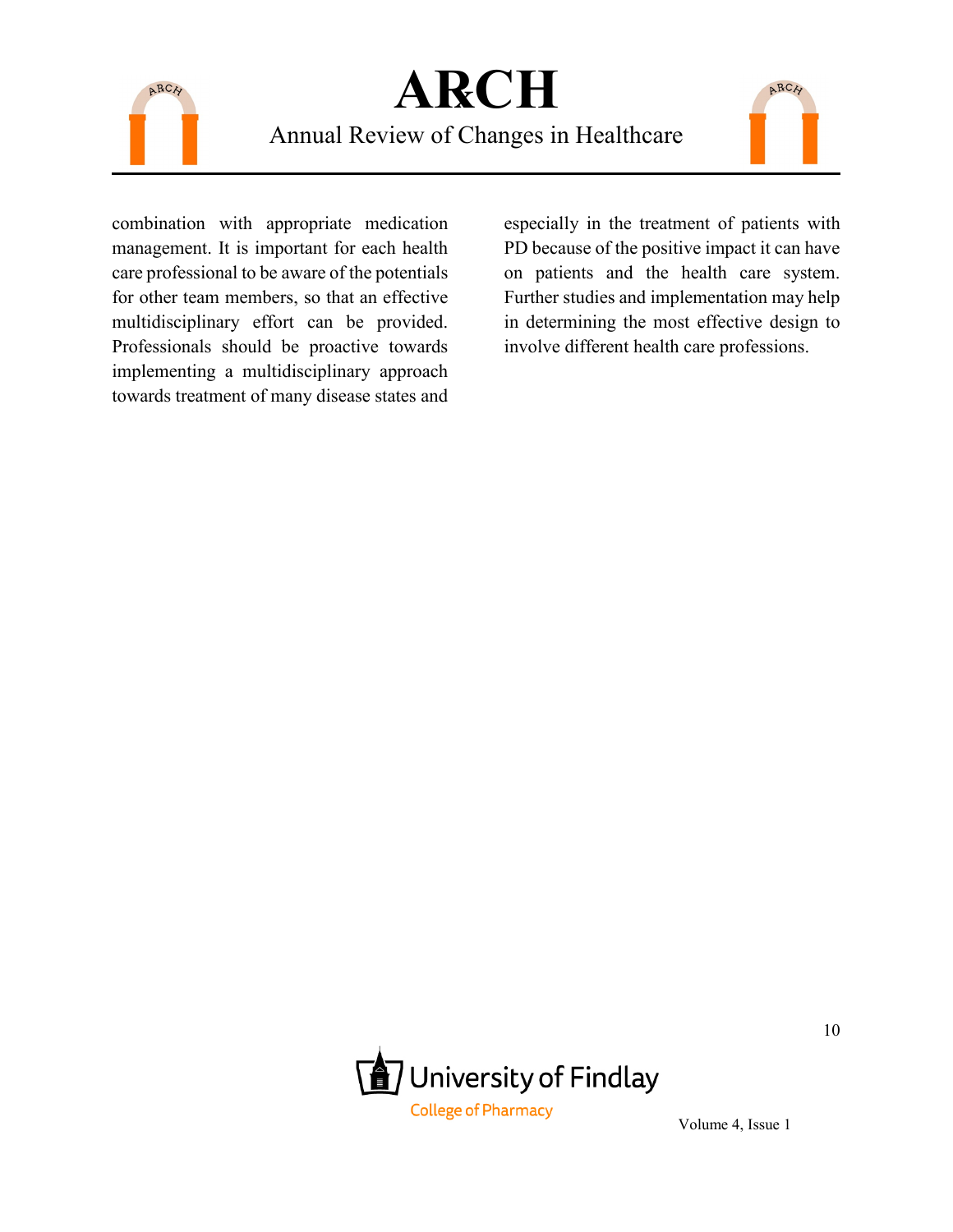combination with appropriate medication management. It is important for each health care professional to be aware of the potentials for other team members, so that an effective multidisciplinary effort can be provided. Professionals should be proactive towards implementing a multidisciplinary approach towards treatment of many disease states and especially in the treatment of patients with PD because of the positive impact it can have on patients and the health care system. Further studies and implementation may help in determining the most effective design to involve different health care professions.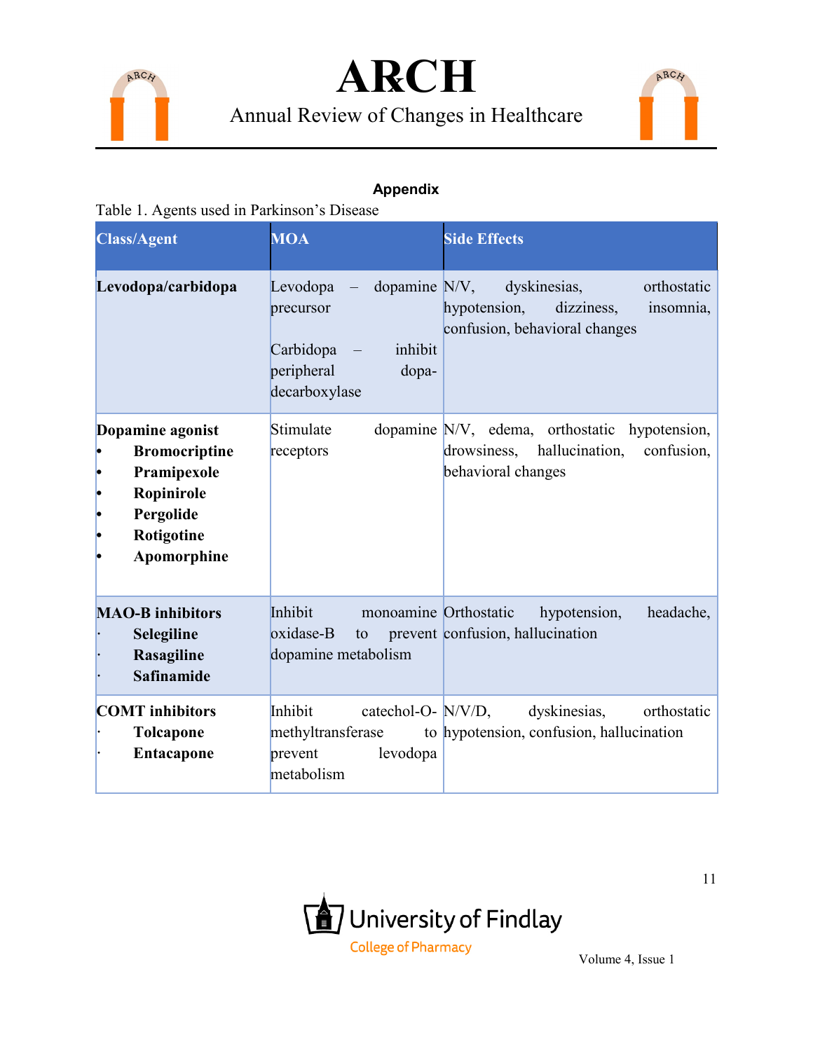## Appendix

Table 1. Agents used in Parkinson's Disease

| Class/Agent | MOA | Side Effects |
|---|---|---|
| **Levodopa/carbidopa** | Levodopa – dopamine precursor<br><br>Carbidopa – inhibit peripheral dopa-decarboxylase | N/V, dyskinesias, orthostatic hypotension, dizziness, insomnia, confusion, behavioral changes |
| **Dopamine agonist**<br>• **Bromocriptine**<br>• **Pramipexole**<br>• **Ropinirole**<br>• **Pergolide**<br>• **Rotigotine**<br>• **Apomorphine** | Stimulate dopamine receptors | N/V, edema, orthostatic hypotension, drowsiness, hallucination, confusion, behavioral changes |
| **MAO-B inhibitors**<br>· **Selegiline**<br>· **Rasagiline**<br>· **Safinamide** | Inhibit monoamine oxidase-B to prevent dopamine metabolism | Orthostatic hypotension, headache, confusion, hallucination |
| **COMT inhibitors**<br>· **Tolcapone**<br>· **Entacapone** | Inhibit catechol-O-methyltransferase to prevent levodopa metabolism | N/V/D, dyskinesias, orthostatic hypotension, confusion, hallucination |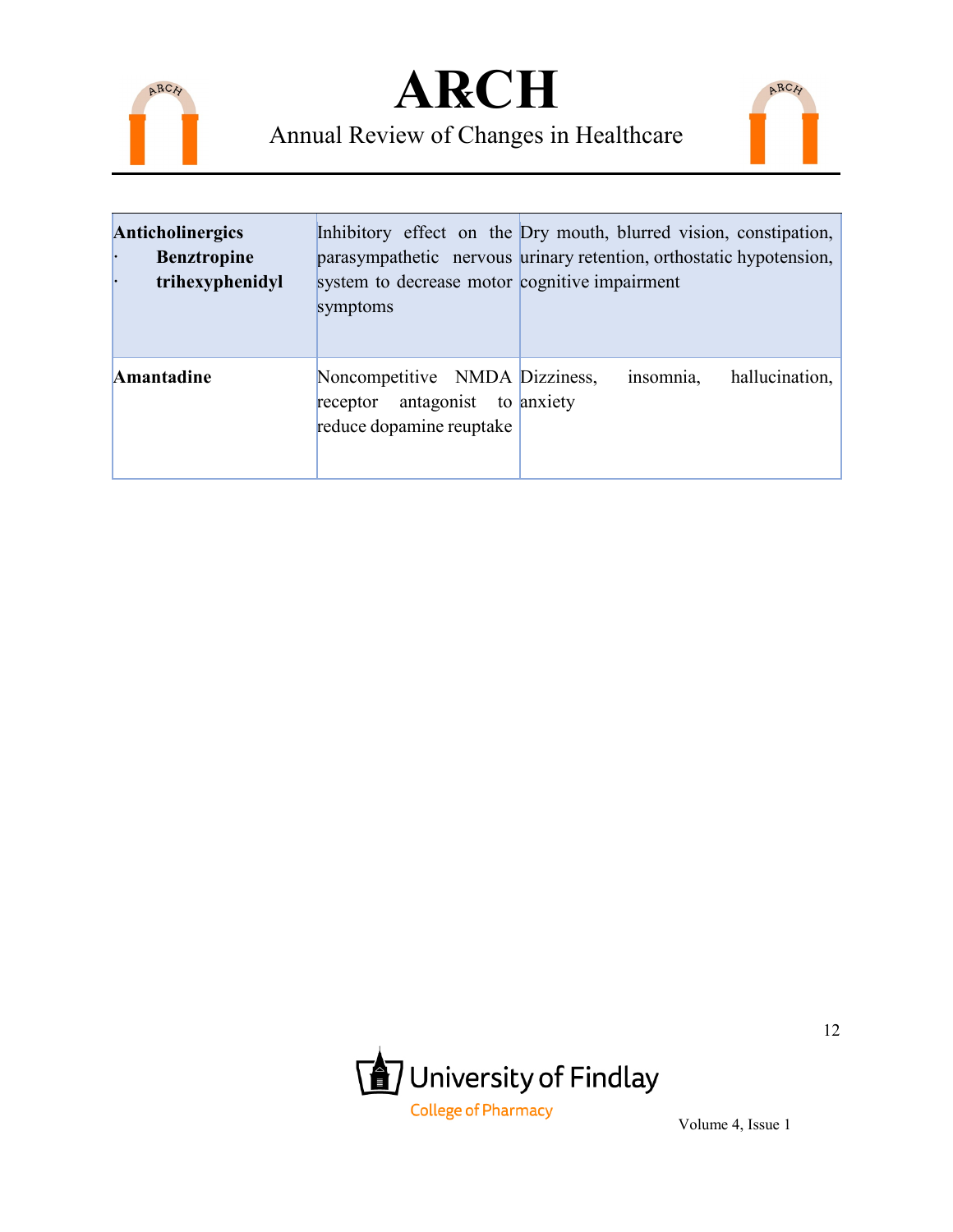| | | |
|---|---|---|
| **Anticholinergics**<br>· **Benztropine**<br>· **trihexyphenidyl** | Inhibitory effect on the parasympathetic nervous system to decrease motor symptoms | Dry mouth, blurred vision, constipation, urinary retention, orthostatic hypotension, cognitive impairment |
| **Amantadine** | Noncompetitive NMDA receptor antagonist to reduce dopamine reuptake | Dizziness, insomnia, hallucination, anxiety |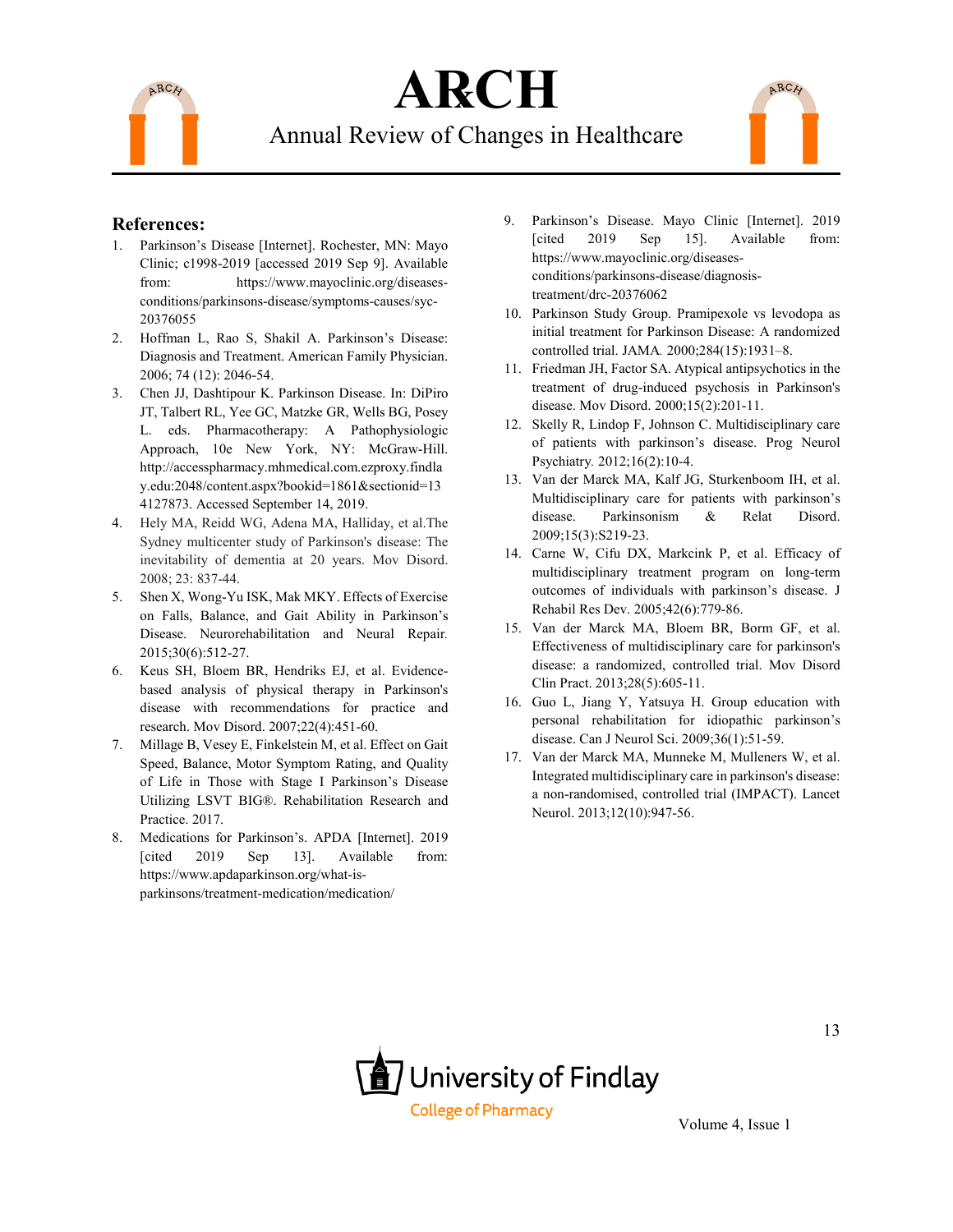## References:

1. Parkinson's Disease [Internet]. Rochester, MN: Mayo Clinic; c1998-2019 [accessed 2019 Sep 9]. Available from: https://www.mayoclinic.org/diseases-conditions/parkinsons-disease/symptoms-causes/syc-20376055
2. Hoffman L, Rao S, Shakil A. Parkinson's Disease: Diagnosis and Treatment. American Family Physician. 2006; 74 (12): 2046-54.
3. Chen JJ, Dashtipour K. Parkinson Disease. In: DiPiro JT, Talbert RL, Yee GC, Matzke GR, Wells BG, Posey L. eds. Pharmacotherapy: A Pathophysiologic Approach, 10e New York, NY: McGraw-Hill. http://accesspharmacy.mhmedical.com.ezproxy.findlay.edu:2048/content.aspx?bookid=1861&sectionid=134127873. Accessed September 14, 2019.
4. Hely MA, Reidd WG, Adena MA, Halliday, et al.The Sydney multicenter study of Parkinson's disease: The inevitability of dementia at 20 years. Mov Disord. 2008; 23: 837-44.
5. Shen X, Wong-Yu ISK, Mak MKY. Effects of Exercise on Falls, Balance, and Gait Ability in Parkinson's Disease. Neurorehabilitation and Neural Repair. 2015;30(6):512-27.
6. Keus SH, Bloem BR, Hendriks EJ, et al. Evidence-based analysis of physical therapy in Parkinson's disease with recommendations for practice and research. Mov Disord. 2007;22(4):451-60.
7. Millage B, Vesey E, Finkelstein M, et al. Effect on Gait Speed, Balance, Motor Symptom Rating, and Quality of Life in Those with Stage I Parkinson's Disease Utilizing LSVT BIG®. Rehabilitation Research and Practice. 2017.
8. Medications for Parkinson's. APDA [Internet]. 2019 [cited 2019 Sep 13]. Available from: https://www.apdaparkinson.org/what-is-parkinsons/treatment-medication/medication/
9. Parkinson's Disease. Mayo Clinic [Internet]. 2019 [cited 2019 Sep 15]. Available from: https://www.mayoclinic.org/diseases-conditions/parkinsons-disease/diagnosis-treatment/drc-20376062
10. Parkinson Study Group. Pramipexole vs levodopa as initial treatment for Parkinson Disease: A randomized controlled trial. JAMA. 2000;284(15):1931–8.
11. Friedman JH, Factor SA. Atypical antipsychotics in the treatment of drug-induced psychosis in Parkinson's disease. Mov Disord. 2000;15(2):201-11.
12. Skelly R, Lindop F, Johnson C. Multidisciplinary care of patients with parkinson's disease. Prog Neurol Psychiatry. 2012;16(2):10-4.
13. Van der Marck MA, Kalf JG, Sturkenboom IH, et al. Multidisciplinary care for patients with parkinson's disease. Parkinsonism & Relat Disord. 2009;15(3):S219-23.
14. Carne W, Cifu DX, Marckink P, et al. Efficacy of multidisciplinary treatment program on long-term outcomes of individuals with parkinson's disease. J Rehabil Res Dev. 2005;42(6):779-86.
15. Van der Marck MA, Bloem BR, Borm GF, et al. Effectiveness of multidisciplinary care for parkinson's disease: a randomized, controlled trial. Mov Disord Clin Pract. 2013;28(5):605-11.
16. Guo L, Jiang Y, Yatsuya H. Group education with personal rehabilitation for idiopathic parkinson's disease. Can J Neurol Sci. 2009;36(1):51-59.
17. Van der Marck MA, Munneke M, Mulleners W, et al. Integrated multidisciplinary care in parkinson's disease: a non-randomised, controlled trial (IMPACT). Lancet Neurol. 2013;12(10):947-56.